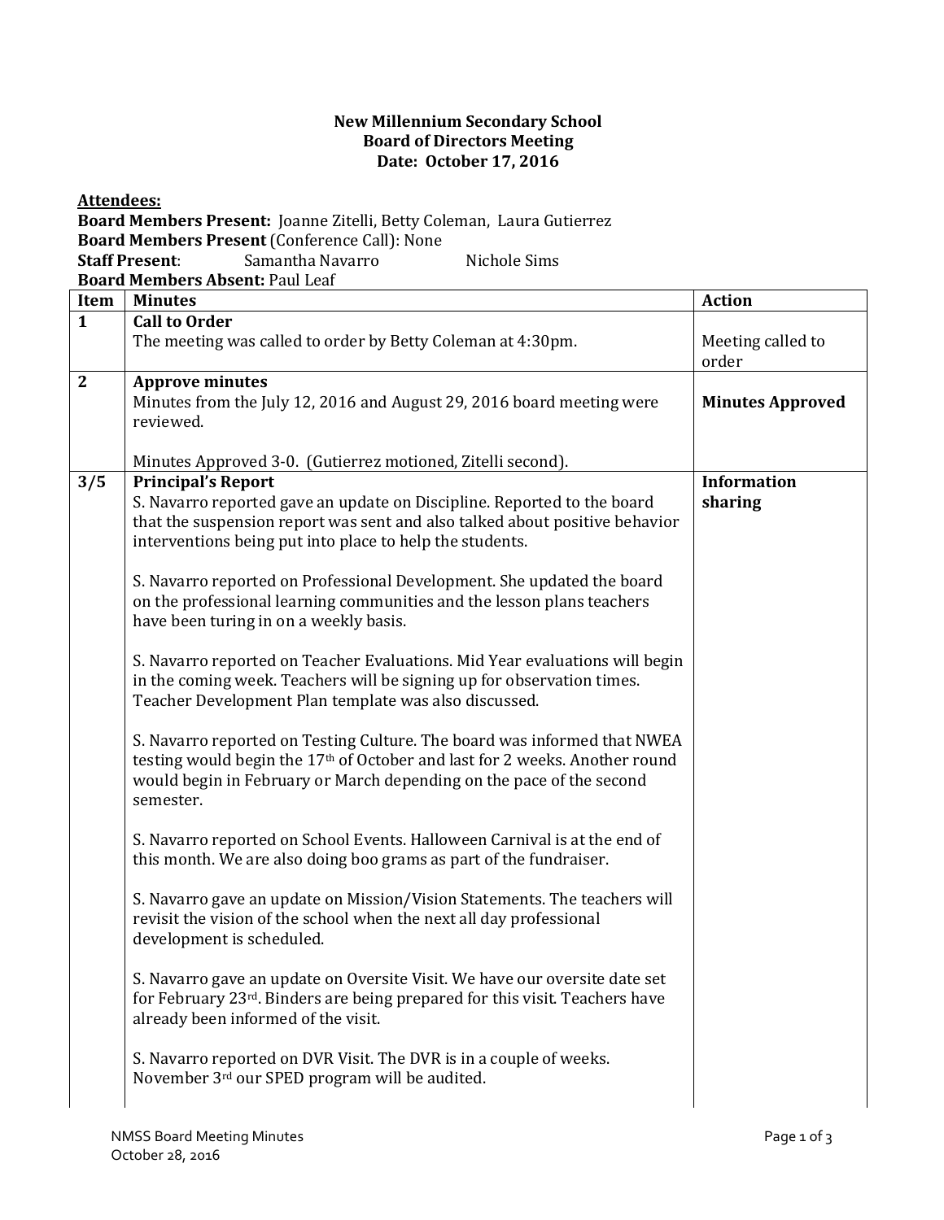**New Millennium Secondary School**
**Board of Directors Meeting**
**Date: October 17, 2016**

**Attendees:**

**Board Members Present:** Joanne Zitelli, Betty Coleman, Laura Gutierrez
**Board Members Present** (Conference Call): None
**Staff Present**: Samantha Navarro Nichole Sims
**Board Members Absent:** Paul Leaf

| Item | Minutes | Action |
|---|---|---|
| **1** | **Call to Order**<br>The meeting was called to order by Betty Coleman at 4:30pm. | Meeting called to order |
| **2** | **Approve minutes**<br>Minutes from the July 12, 2016 and August 29, 2016 board meeting were reviewed.<br><br>Minutes Approved 3-0. (Gutierrez motioned, Zitelli second). | **Minutes Approved** |
| **3/5** | **Principal's Report**<br>S. Navarro reported gave an update on Discipline. Reported to the board that the suspension report was sent and also talked about positive behavior interventions being put into place to help the students.<br><br>S. Navarro reported on Professional Development. She updated the board on the professional learning communities and the lesson plans teachers have been turing in on a weekly basis.<br><br>S. Navarro reported on Teacher Evaluations. Mid Year evaluations will begin in the coming week. Teachers will be signing up for observation times. Teacher Development Plan template was also discussed.<br><br>S. Navarro reported on Testing Culture. The board was informed that NWEA testing would begin the 17th of October and last for 2 weeks. Another round would begin in February or March depending on the pace of the second semester.<br><br>S. Navarro reported on School Events. Halloween Carnival is at the end of this month. We are also doing boo grams as part of the fundraiser.<br><br>S. Navarro gave an update on Mission/Vision Statements. The teachers will revisit the vision of the school when the next all day professional development is scheduled.<br><br>S. Navarro gave an update on Oversite Visit. We have our oversite date set for February 23rd. Binders are being prepared for this visit. Teachers have already been informed of the visit.<br><br>S. Navarro reported on DVR Visit. The DVR is in a couple of weeks. November 3rd our SPED program will be audited. | **Information sharing** |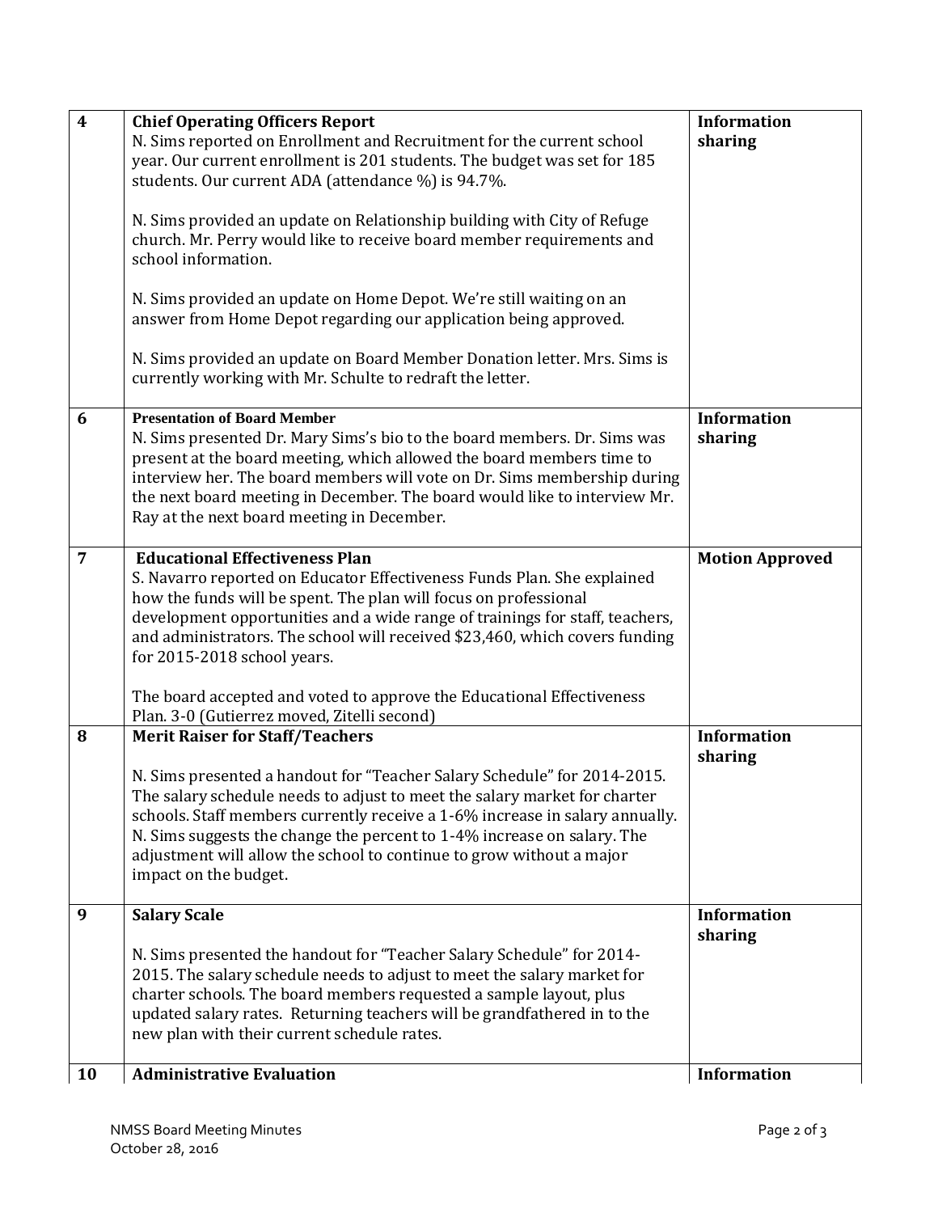| | | |
|---|---|---|
| **4** | **Chief Operating Officers Report**<br>N. Sims reported on Enrollment and Recruitment for the current school year. Our current enrollment is 201 students. The budget was set for 185 students. Our current ADA (attendance %) is 94.7%.<br><br>N. Sims provided an update on Relationship building with City of Refuge church. Mr. Perry would like to receive board member requirements and school information.<br><br>N. Sims provided an update on Home Depot. We're still waiting on an answer from Home Depot regarding our application being approved.<br><br>N. Sims provided an update on Board Member Donation letter. Mrs. Sims is currently working with Mr. Schulte to redraft the letter. | **Information sharing** |
| **6** | **Presentation of Board Member**<br>N. Sims presented Dr. Mary Sims's bio to the board members. Dr. Sims was present at the board meeting, which allowed the board members time to interview her. The board members will vote on Dr. Sims membership during the next board meeting in December. The board would like to interview Mr. Ray at the next board meeting in December. | **Information sharing** |
| **7** | **Educational Effectiveness Plan**<br>S. Navarro reported on Educator Effectiveness Funds Plan. She explained how the funds will be spent. The plan will focus on professional development opportunities and a wide range of trainings for staff, teachers, and administrators. The school will received $23,460, which covers funding for 2015-2018 school years.<br><br>The board accepted and voted to approve the Educational Effectiveness Plan. 3-0 (Gutierrez moved, Zitelli second) | **Motion Approved** |
| **8** | **Merit Raiser for Staff/Teachers**<br><br>N. Sims presented a handout for "Teacher Salary Schedule" for 2014-2015. The salary schedule needs to adjust to meet the salary market for charter schools. Staff members currently receive a 1-6% increase in salary annually. N. Sims suggests the change the percent to 1-4% increase on salary. The adjustment will allow the school to continue to grow without a major impact on the budget. | **Information sharing** |
| **9** | **Salary Scale**<br><br>N. Sims presented the handout for "Teacher Salary Schedule" for 2014-2015. The salary schedule needs to adjust to meet the salary market for charter schools. The board members requested a sample layout, plus updated salary rates. Returning teachers will be grandfathered in to the new plan with their current schedule rates. | **Information sharing** |
| **10** | **Administrative Evaluation** | **Information** |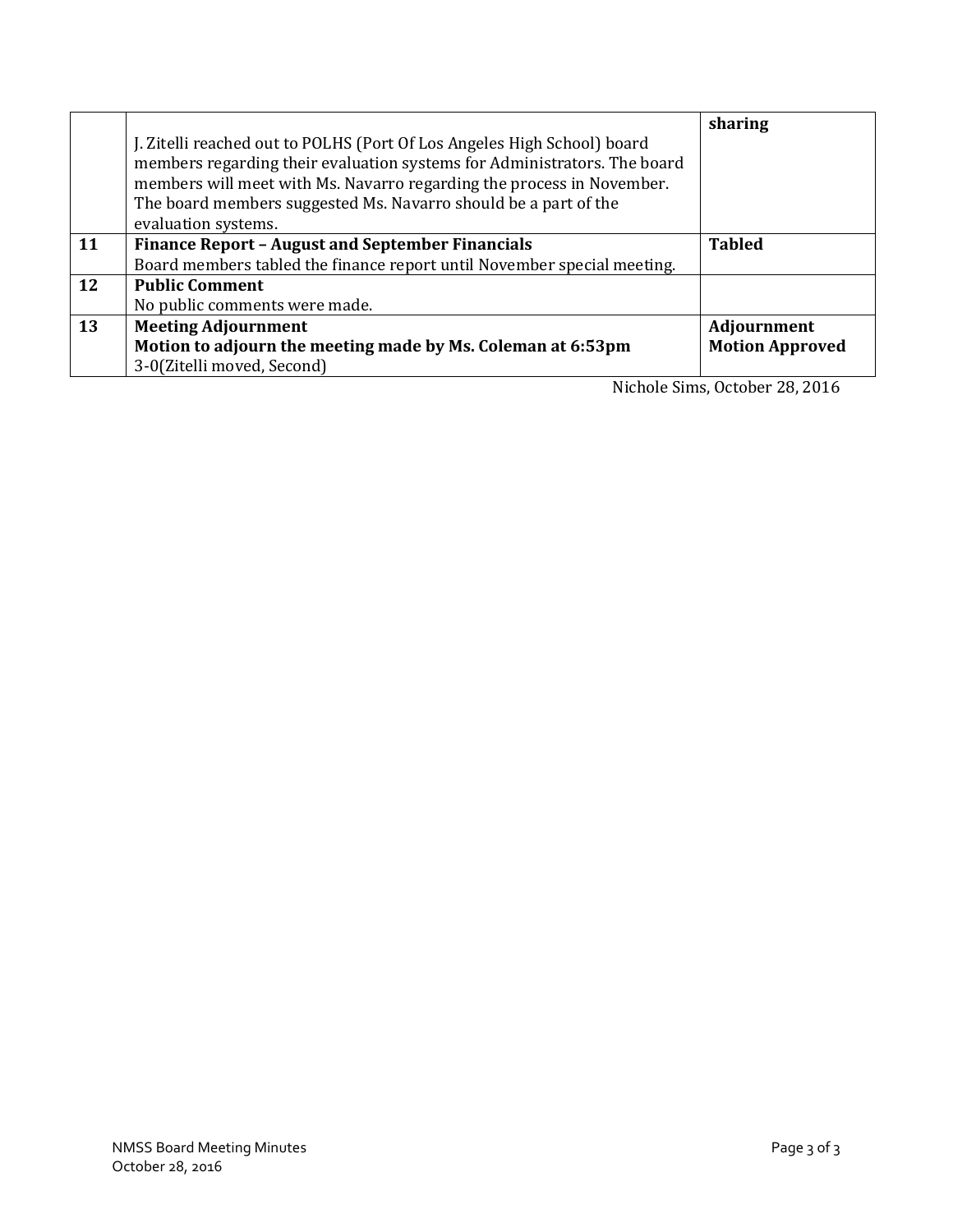| | | |
|---|---|---|
| | J. Zitelli reached out to POLHS (Port Of Los Angeles High School) board members regarding their evaluation systems for Administrators. The board members will meet with Ms. Navarro regarding the process in November. The board members suggested Ms. Navarro should be a part of the evaluation systems. | **sharing** |
| **11** | **Finance Report – August and September Financials**<br>Board members tabled the finance report until November special meeting. | **Tabled** |
| **12** | **Public Comment**<br>No public comments were made. | |
| **13** | **Meeting Adjournment**<br>**Motion to adjourn the meeting made by Ms. Coleman at 6:53pm**<br>3-0(Zitelli moved, Second) | **Adjournment Motion Approved** |

Nichole Sims, October 28, 2016